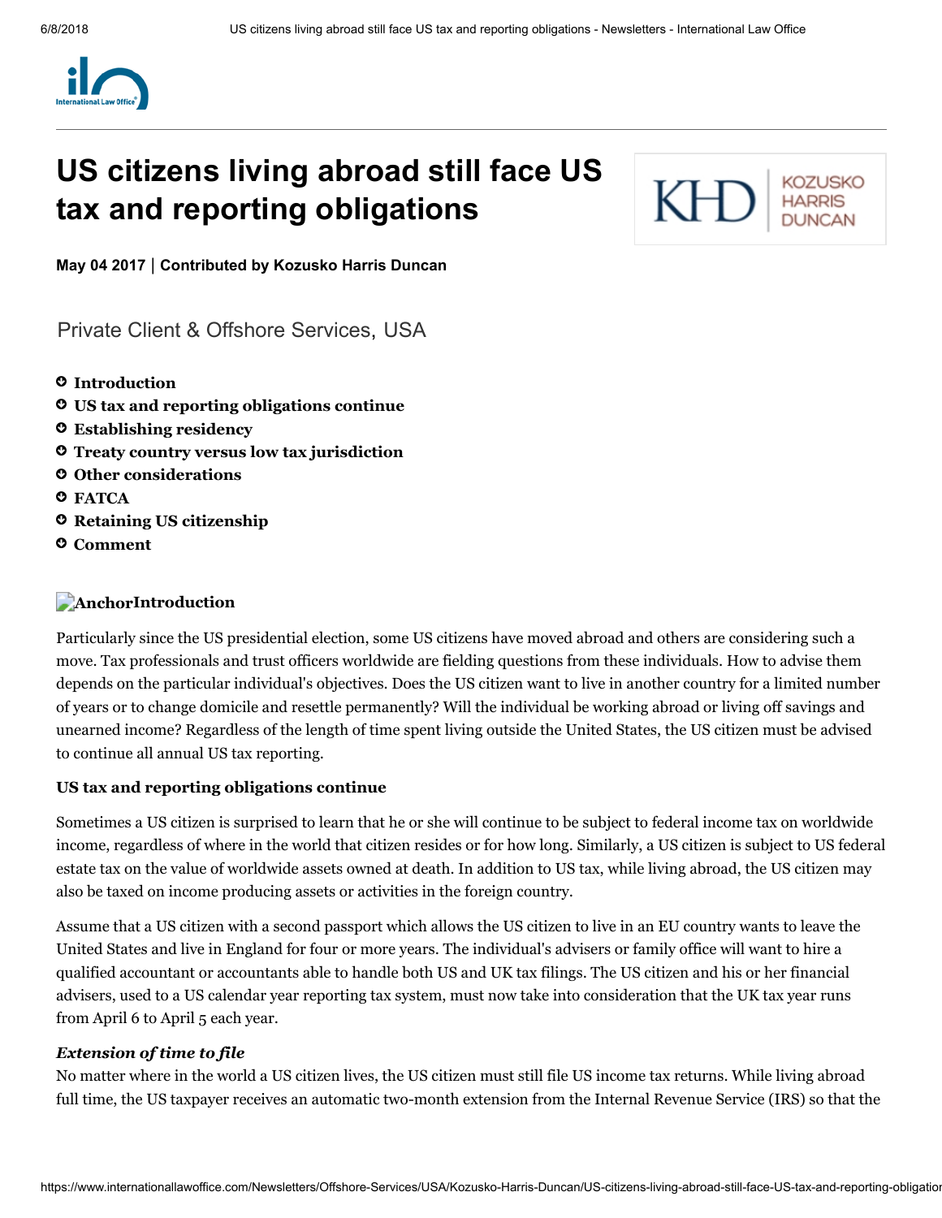# US citizens living abroad still face US tax and reporting obligations

**May 04 2017 | Contributed by Kozusko Harris Duncan**

Private Client & Offshore Services, USA

- Introduction
- US tax and reporting obligations continue
- Establishing residency
- Treaty country versus low tax jurisdiction
- Other considerations
- FATCA
- Retaining US citizenship
- Comment

## Introduction

Particularly since the US presidential election, some US citizens have moved abroad and others are considering such a move. Tax professionals and trust officers worldwide are fielding questions from these individuals. How to advise them depends on the particular individual's objectives. Does the US citizen want to live in another country for a limited number of years or to change domicile and resettle permanently? Will the individual be working abroad or living off savings and unearned income? Regardless of the length of time spent living outside the United States, the US citizen must be advised to continue all annual US tax reporting.

### US tax and reporting obligations continue

Sometimes a US citizen is surprised to learn that he or she will continue to be subject to federal income tax on worldwide income, regardless of where in the world that citizen resides or for how long. Similarly, a US citizen is subject to US federal estate tax on the value of worldwide assets owned at death. In addition to US tax, while living abroad, the US citizen may also be taxed on income producing assets or activities in the foreign country.

Assume that a US citizen with a second passport which allows the US citizen to live in an EU country wants to leave the United States and live in England for four or more years. The individual's advisers or family office will want to hire a qualified accountant or accountants able to handle both US and UK tax filings. The US citizen and his or her financial advisers, used to a US calendar year reporting tax system, must now take into consideration that the UK tax year runs from April 6 to April 5 each year.

#### *Extension of time to file*

No matter where in the world a US citizen lives, the US citizen must still file US income tax returns. While living abroad full time, the US taxpayer receives an automatic two-month extension from the Internal Revenue Service (IRS) so that the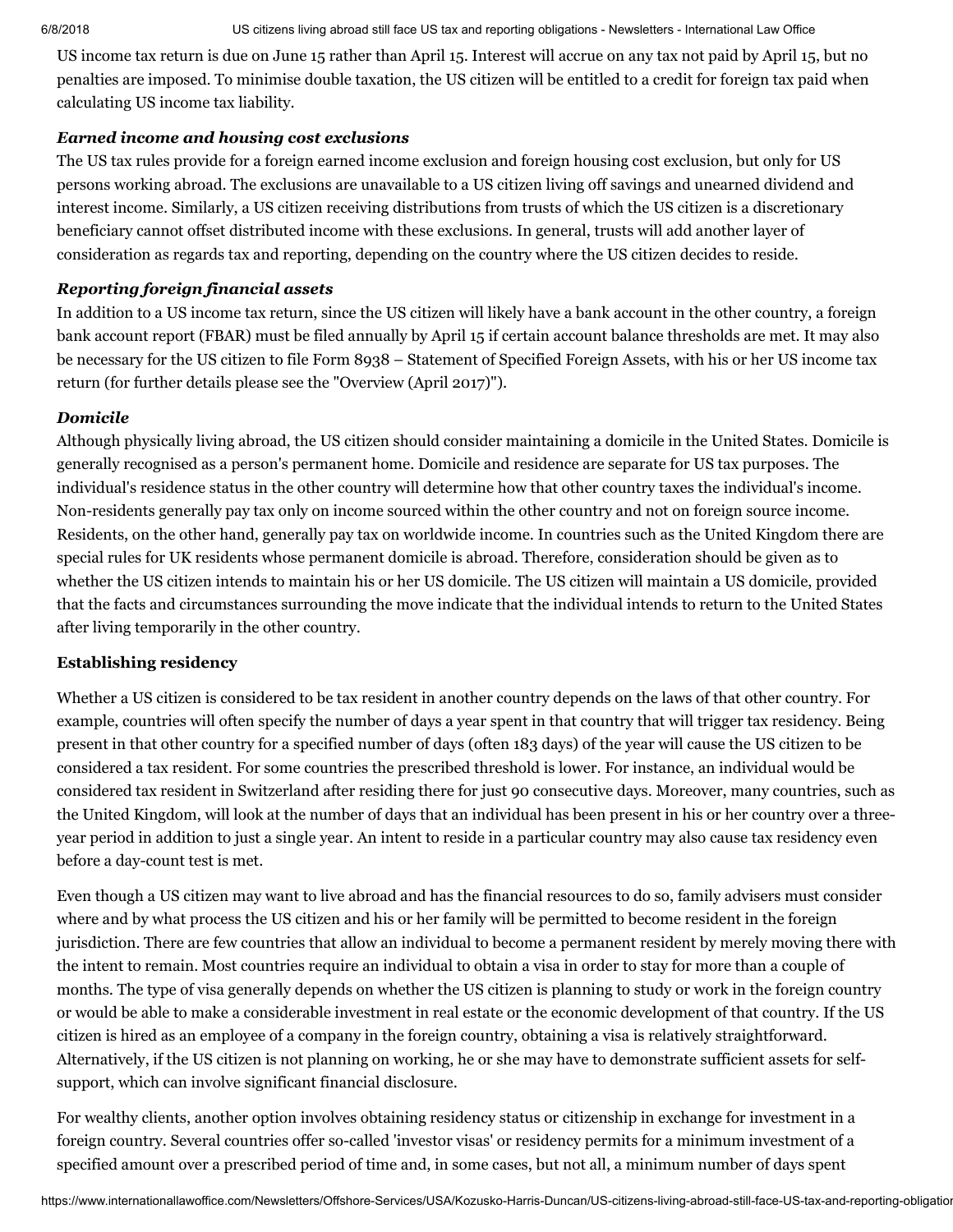US income tax return is due on June 15 rather than April 15. Interest will accrue on any tax not paid by April 15, but no penalties are imposed. To minimise double taxation, the US citizen will be entitled to a credit for foreign tax paid when calculating US income tax liability.

### *Earned income and housing cost exclusions*

The US tax rules provide for a foreign earned income exclusion and foreign housing cost exclusion, but only for US persons working abroad. The exclusions are unavailable to a US citizen living off savings and unearned dividend and interest income. Similarly, a US citizen receiving distributions from trusts of which the US citizen is a discretionary beneficiary cannot offset distributed income with these exclusions. In general, trusts will add another layer of consideration as regards tax and reporting, depending on the country where the US citizen decides to reside.

### *Reporting foreign financial assets*

In addition to a US income tax return, since the US citizen will likely have a bank account in the other country, a foreign bank account report (FBAR) must be filed annually by April 15 if certain account balance thresholds are met. It may also be necessary for the US citizen to file Form 8938 – Statement of Specified Foreign Assets, with his or her US income tax return (for further details please see the "Overview (April 2017)").

### *Domicile*

Although physically living abroad, the US citizen should consider maintaining a domicile in the United States. Domicile is generally recognised as a person's permanent home. Domicile and residence are separate for US tax purposes. The individual's residence status in the other country will determine how that other country taxes the individual's income. Non-residents generally pay tax only on income sourced within the other country and not on foreign source income. Residents, on the other hand, generally pay tax on worldwide income. In countries such as the United Kingdom there are special rules for UK residents whose permanent domicile is abroad. Therefore, consideration should be given as to whether the US citizen intends to maintain his or her US domicile. The US citizen will maintain a US domicile, provided that the facts and circumstances surrounding the move indicate that the individual intends to return to the United States after living temporarily in the other country.

## Establishing residency

Whether a US citizen is considered to be tax resident in another country depends on the laws of that other country. For example, countries will often specify the number of days a year spent in that country that will trigger tax residency. Being present in that other country for a specified number of days (often 183 days) of the year will cause the US citizen to be considered a tax resident. For some countries the prescribed threshold is lower. For instance, an individual would be considered tax resident in Switzerland after residing there for just 90 consecutive days. Moreover, many countries, such as the United Kingdom, will look at the number of days that an individual has been present in his or her country over a three-year period in addition to just a single year. An intent to reside in a particular country may also cause tax residency even before a day-count test is met.

Even though a US citizen may want to live abroad and has the financial resources to do so, family advisers must consider where and by what process the US citizen and his or her family will be permitted to become resident in the foreign jurisdiction. There are few countries that allow an individual to become a permanent resident by merely moving there with the intent to remain. Most countries require an individual to obtain a visa in order to stay for more than a couple of months. The type of visa generally depends on whether the US citizen is planning to study or work in the foreign country or would be able to make a considerable investment in real estate or the economic development of that country. If the US citizen is hired as an employee of a company in the foreign country, obtaining a visa is relatively straightforward. Alternatively, if the US citizen is not planning on working, he or she may have to demonstrate sufficient assets for self-support, which can involve significant financial disclosure.

For wealthy clients, another option involves obtaining residency status or citizenship in exchange for investment in a foreign country. Several countries offer so-called 'investor visas' or residency permits for a minimum investment of a specified amount over a prescribed period of time and, in some cases, but not all, a minimum number of days spent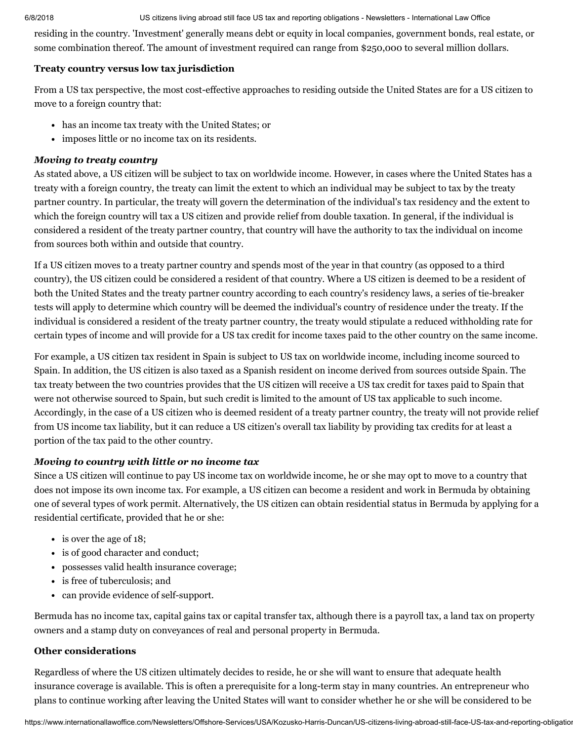residing in the country. 'Investment' generally means debt or equity in local companies, government bonds, real estate, or some combination thereof. The amount of investment required can range from $250,000 to several million dollars.

### Treaty country versus low tax jurisdiction

From a US tax perspective, the most cost-effective approaches to residing outside the United States are for a US citizen to move to a foreign country that:

- has an income tax treaty with the United States; or
- imposes little or no income tax on its residents.

#### *Moving to treaty country*

As stated above, a US citizen will be subject to tax on worldwide income. However, in cases where the United States has a treaty with a foreign country, the treaty can limit the extent to which an individual may be subject to tax by the treaty partner country. In particular, the treaty will govern the determination of the individual's tax residency and the extent to which the foreign country will tax a US citizen and provide relief from double taxation. In general, if the individual is considered a resident of the treaty partner country, that country will have the authority to tax the individual on income from sources both within and outside that country.

If a US citizen moves to a treaty partner country and spends most of the year in that country (as opposed to a third country), the US citizen could be considered a resident of that country. Where a US citizen is deemed to be a resident of both the United States and the treaty partner country according to each country's residency laws, a series of tie-breaker tests will apply to determine which country will be deemed the individual's country of residence under the treaty. If the individual is considered a resident of the treaty partner country, the treaty would stipulate a reduced withholding rate for certain types of income and will provide for a US tax credit for income taxes paid to the other country on the same income.

For example, a US citizen tax resident in Spain is subject to US tax on worldwide income, including income sourced to Spain. In addition, the US citizen is also taxed as a Spanish resident on income derived from sources outside Spain. The tax treaty between the two countries provides that the US citizen will receive a US tax credit for taxes paid to Spain that were not otherwise sourced to Spain, but such credit is limited to the amount of US tax applicable to such income. Accordingly, in the case of a US citizen who is deemed resident of a treaty partner country, the treaty will not provide relief from US income tax liability, but it can reduce a US citizen's overall tax liability by providing tax credits for at least a portion of the tax paid to the other country.

#### *Moving to country with little or no income tax*

Since a US citizen will continue to pay US income tax on worldwide income, he or she may opt to move to a country that does not impose its own income tax. For example, a US citizen can become a resident and work in Bermuda by obtaining one of several types of work permit. Alternatively, the US citizen can obtain residential status in Bermuda by applying for a residential certificate, provided that he or she:

- is over the age of 18;
- is of good character and conduct;
- possesses valid health insurance coverage;
- is free of tuberculosis; and
- can provide evidence of self-support.

Bermuda has no income tax, capital gains tax or capital transfer tax, although there is a payroll tax, a land tax on property owners and a stamp duty on conveyances of real and personal property in Bermuda.

### Other considerations

Regardless of where the US citizen ultimately decides to reside, he or she will want to ensure that adequate health insurance coverage is available. This is often a prerequisite for a long-term stay in many countries. An entrepreneur who plans to continue working after leaving the United States will want to consider whether he or she will be considered to be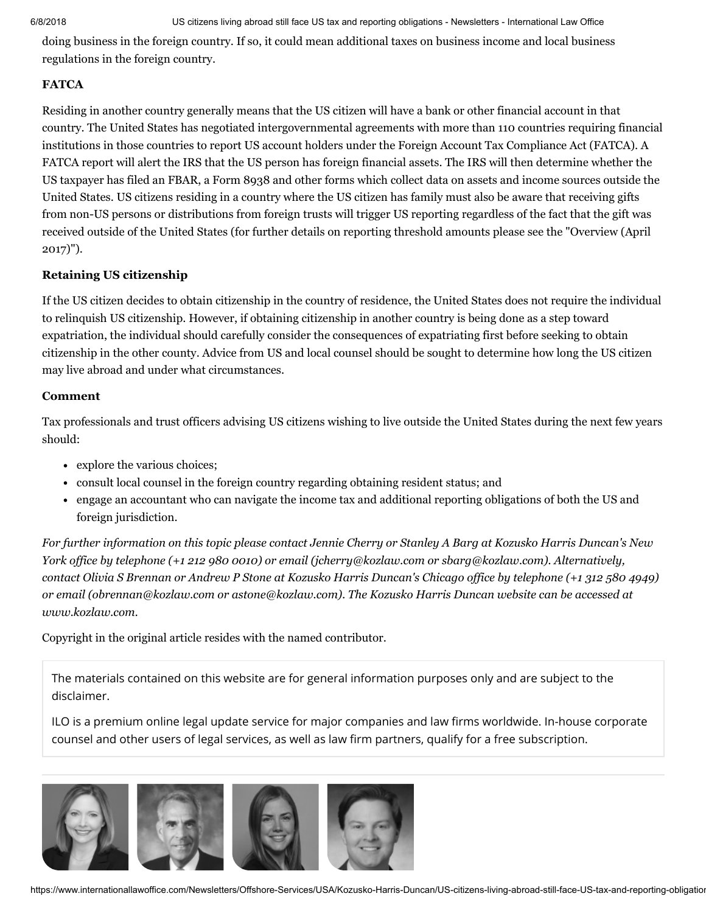doing business in the foreign country. If so, it could mean additional taxes on business income and local business regulations in the foreign country.

**FATCA**

Residing in another country generally means that the US citizen will have a bank or other financial account in that country. The United States has negotiated intergovernmental agreements with more than 110 countries requiring financial institutions in those countries to report US account holders under the Foreign Account Tax Compliance Act (FATCA). A FATCA report will alert the IRS that the US person has foreign financial assets. The IRS will then determine whether the US taxpayer has filed an FBAR, a Form 8938 and other forms which collect data on assets and income sources outside the United States. US citizens residing in a country where the US citizen has family must also be aware that receiving gifts from non-US persons or distributions from foreign trusts will trigger US reporting regardless of the fact that the gift was received outside of the United States (for further details on reporting threshold amounts please see the "Overview (April 2017)").

**Retaining US citizenship**

If the US citizen decides to obtain citizenship in the country of residence, the United States does not require the individual to relinquish US citizenship. However, if obtaining citizenship in another country is being done as a step toward expatriation, the individual should carefully consider the consequences of expatriating first before seeking to obtain citizenship in the other county. Advice from US and local counsel should be sought to determine how long the US citizen may live abroad and under what circumstances.

**Comment**

Tax professionals and trust officers advising US citizens wishing to live outside the United States during the next few years should:

- explore the various choices;
- consult local counsel in the foreign country regarding obtaining resident status; and
- engage an accountant who can navigate the income tax and additional reporting obligations of both the US and foreign jurisdiction.

*For further information on this topic please contact Jennie Cherry or Stanley A Barg at Kozusko Harris Duncan's New York office by telephone (+1 212 980 0010) or email (jcherry@kozlaw.com or sbarg@kozlaw.com). Alternatively, contact Olivia S Brennan or Andrew P Stone at Kozusko Harris Duncan's Chicago office by telephone (+1 312 580 4949) or email (obrennan@kozlaw.com or astone@kozlaw.com). The Kozusko Harris Duncan website can be accessed at www.kozlaw.com.*

Copyright in the original article resides with the named contributor.

The materials contained on this website are for general information purposes only and are subject to the disclaimer.

ILO is a premium online legal update service for major companies and law firms worldwide. In-house corporate counsel and other users of legal services, as well as law firm partners, qualify for a free subscription.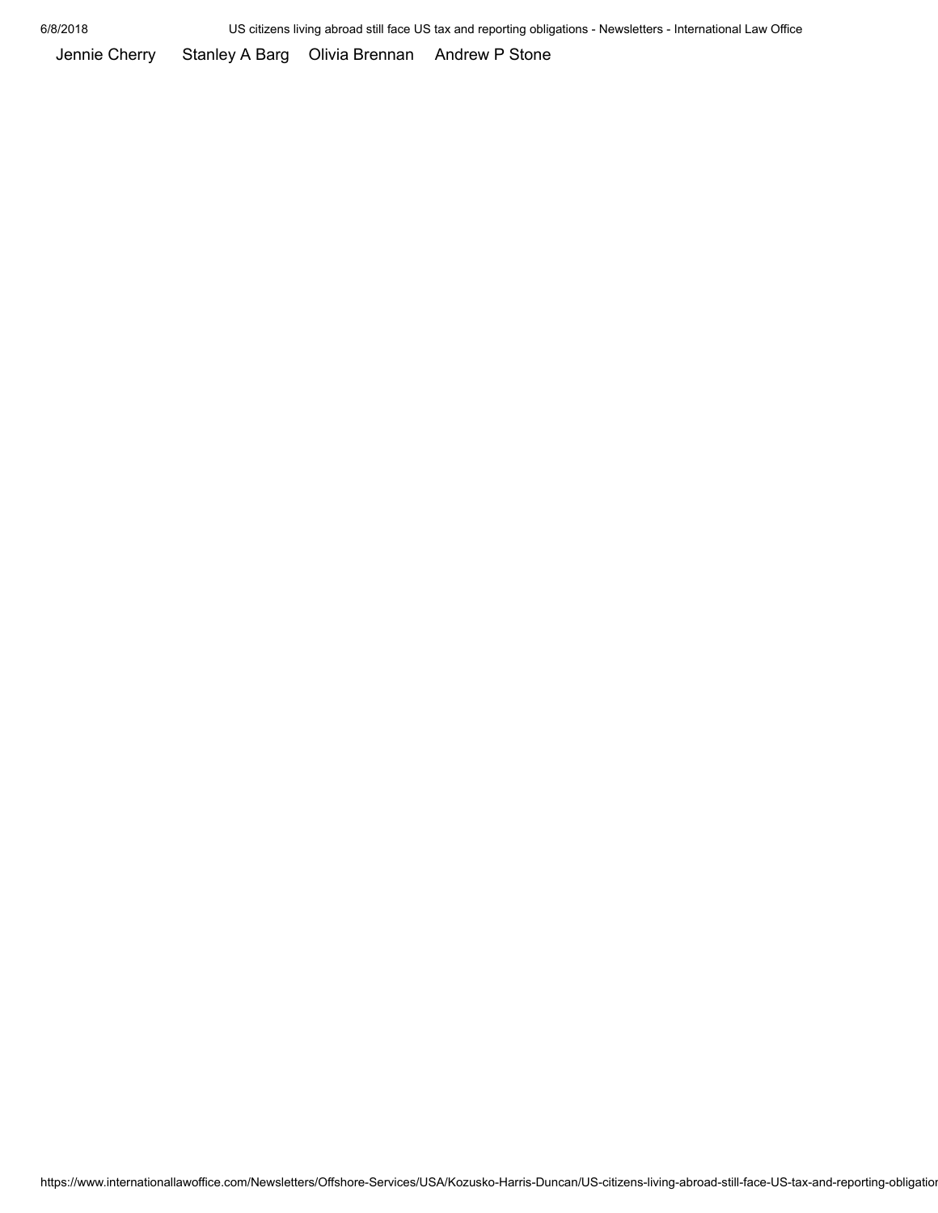Jennie Cherry Stanley A Barg Olivia Brennan Andrew P Stone